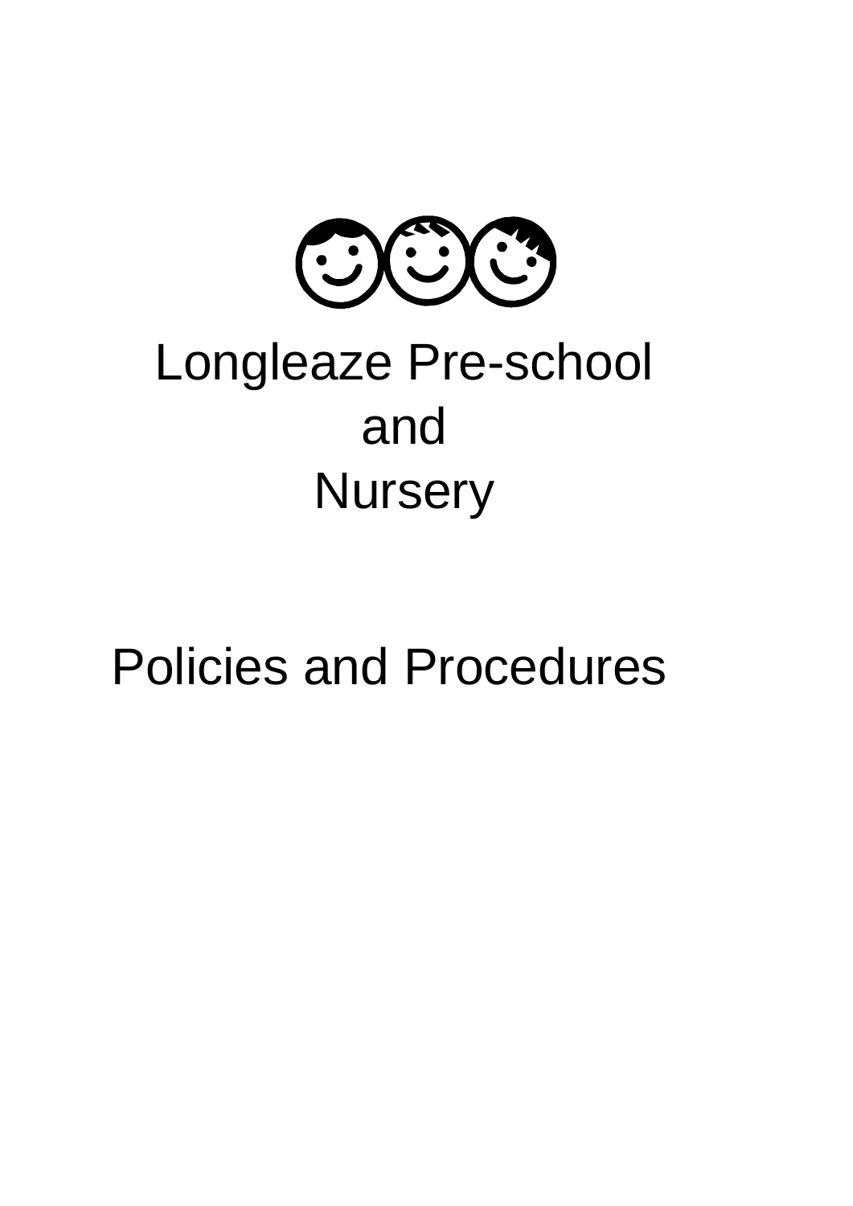# Longleaze Pre-school and Nursery

# Policies and Procedures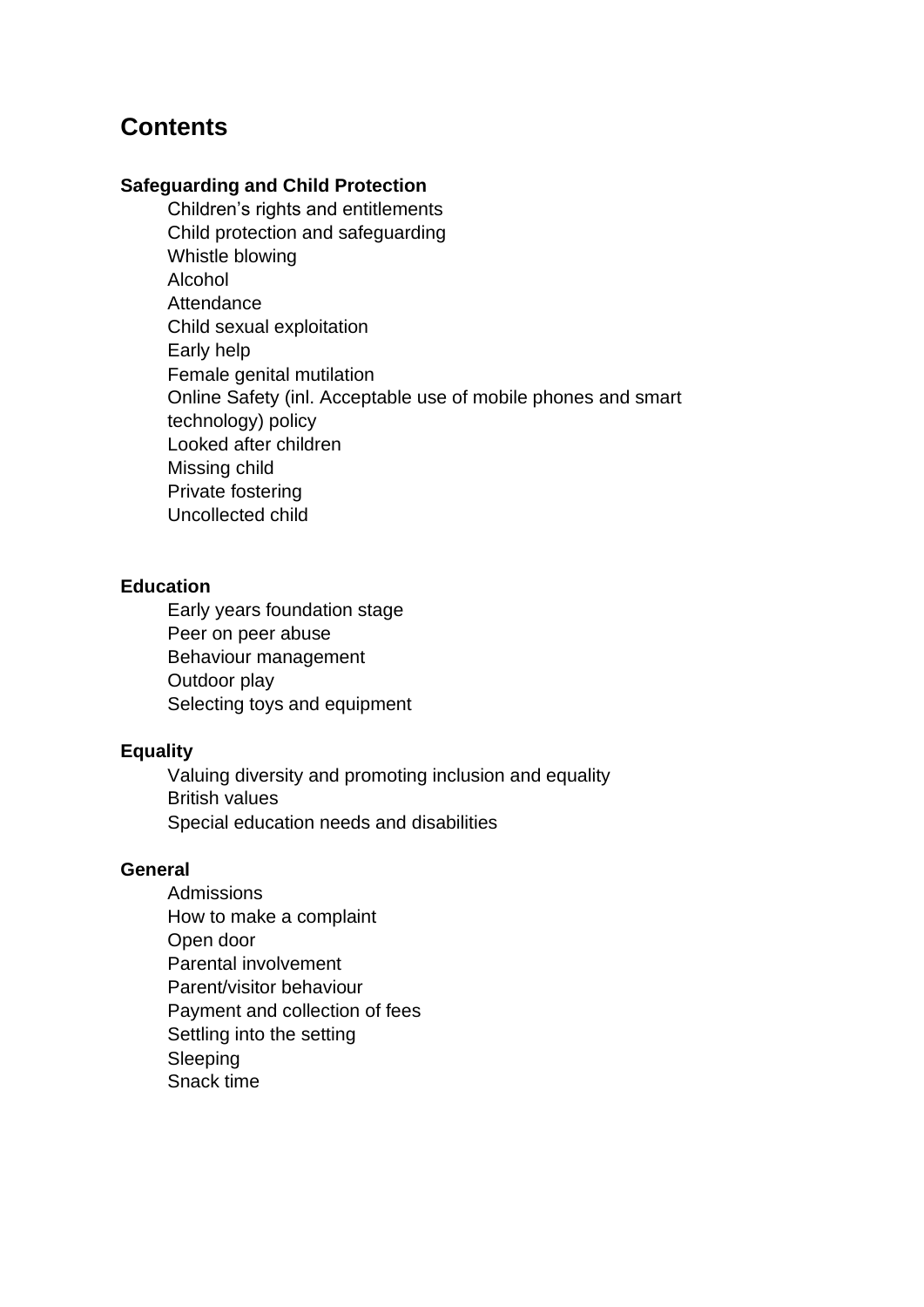## Contents

**Safeguarding and Child Protection**

- Children's rights and entitlements
- Child protection and safeguarding
- Whistle blowing
- Alcohol
- Attendance
- Child sexual exploitation
- Early help
- Female genital mutilation
- Online Safety (inl. Acceptable use of mobile phones and smart technology) policy
- Looked after children
- Missing child
- Private fostering
- Uncollected child

**Education**

- Early years foundation stage
- Peer on peer abuse
- Behaviour management
- Outdoor play
- Selecting toys and equipment

**Equality**

- Valuing diversity and promoting inclusion and equality
- British values
- Special education needs and disabilities

**General**

- Admissions
- How to make a complaint
- Open door
- Parental involvement
- Parent/visitor behaviour
- Payment and collection of fees
- Settling into the setting
- Sleeping
- Snack time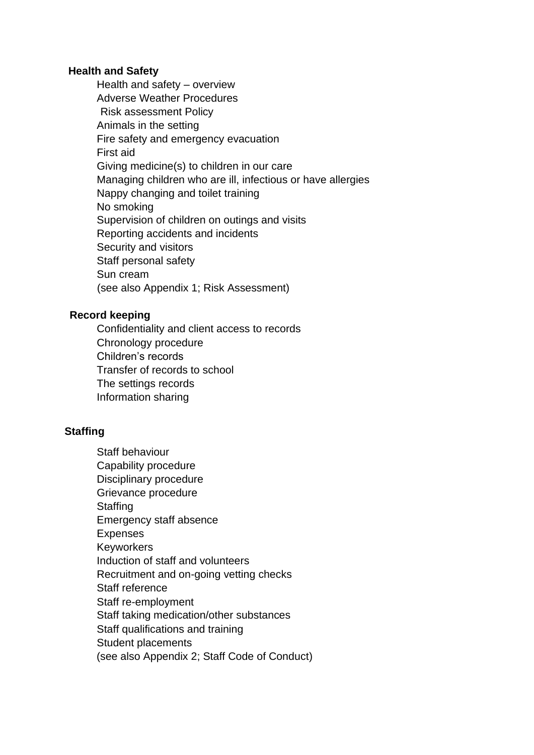**Health and Safety**

Health and safety – overview
Adverse Weather Procedures
Risk assessment Policy
Animals in the setting
Fire safety and emergency evacuation
First aid
Giving medicine(s) to children in our care
Managing children who are ill, infectious or have allergies
Nappy changing and toilet training
No smoking
Supervision of children on outings and visits
Reporting accidents and incidents
Security and visitors
Staff personal safety
Sun cream
(see also Appendix 1; Risk Assessment)

**Record keeping**

Confidentiality and client access to records
Chronology procedure
Children's records
Transfer of records to school
The settings records
Information sharing

**Staffing**

Staff behaviour
Capability procedure
Disciplinary procedure
Grievance procedure
Staffing
Emergency staff absence
Expenses
Keyworkers
Induction of staff and volunteers
Recruitment and on-going vetting checks
Staff reference
Staff re-employment
Staff taking medication/other substances
Staff qualifications and training
Student placements
(see also Appendix 2; Staff Code of Conduct)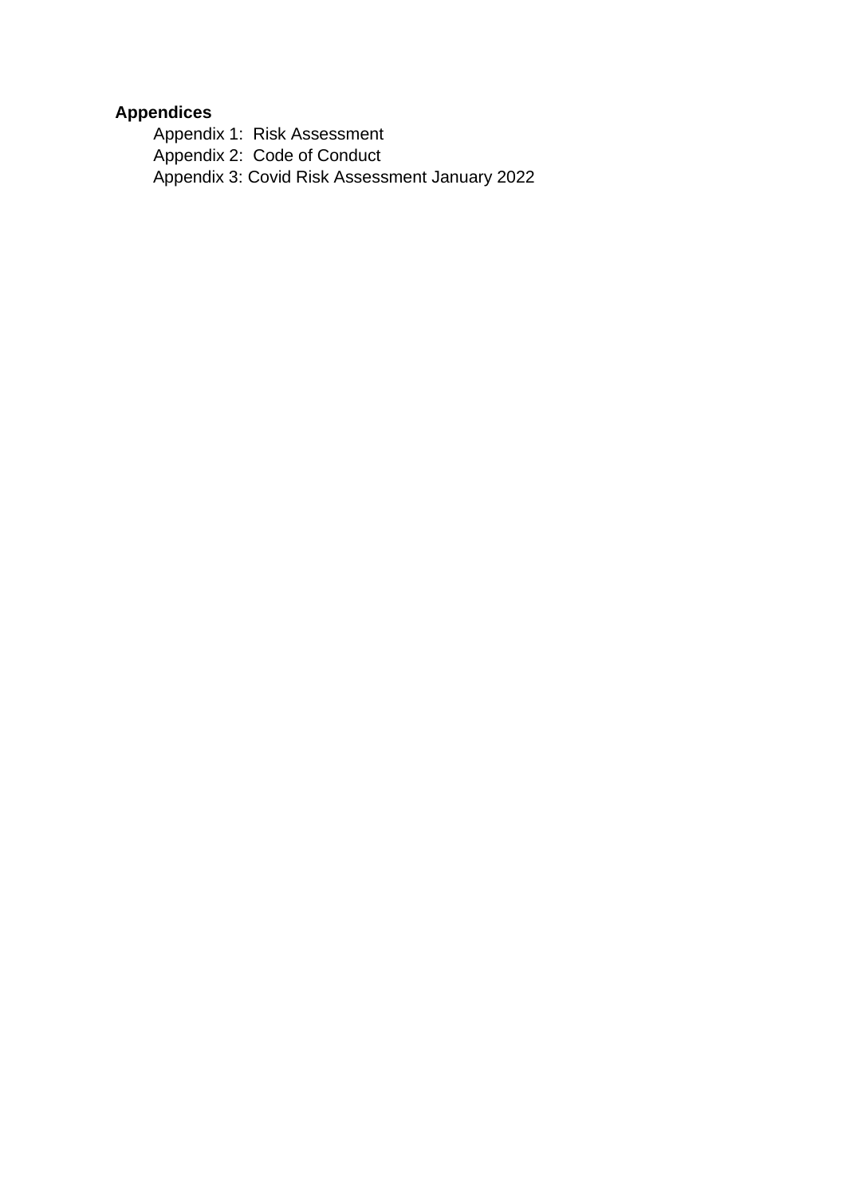**Appendices**

Appendix 1:  Risk Assessment
Appendix 2:  Code of Conduct
Appendix 3: Covid Risk Assessment January 2022